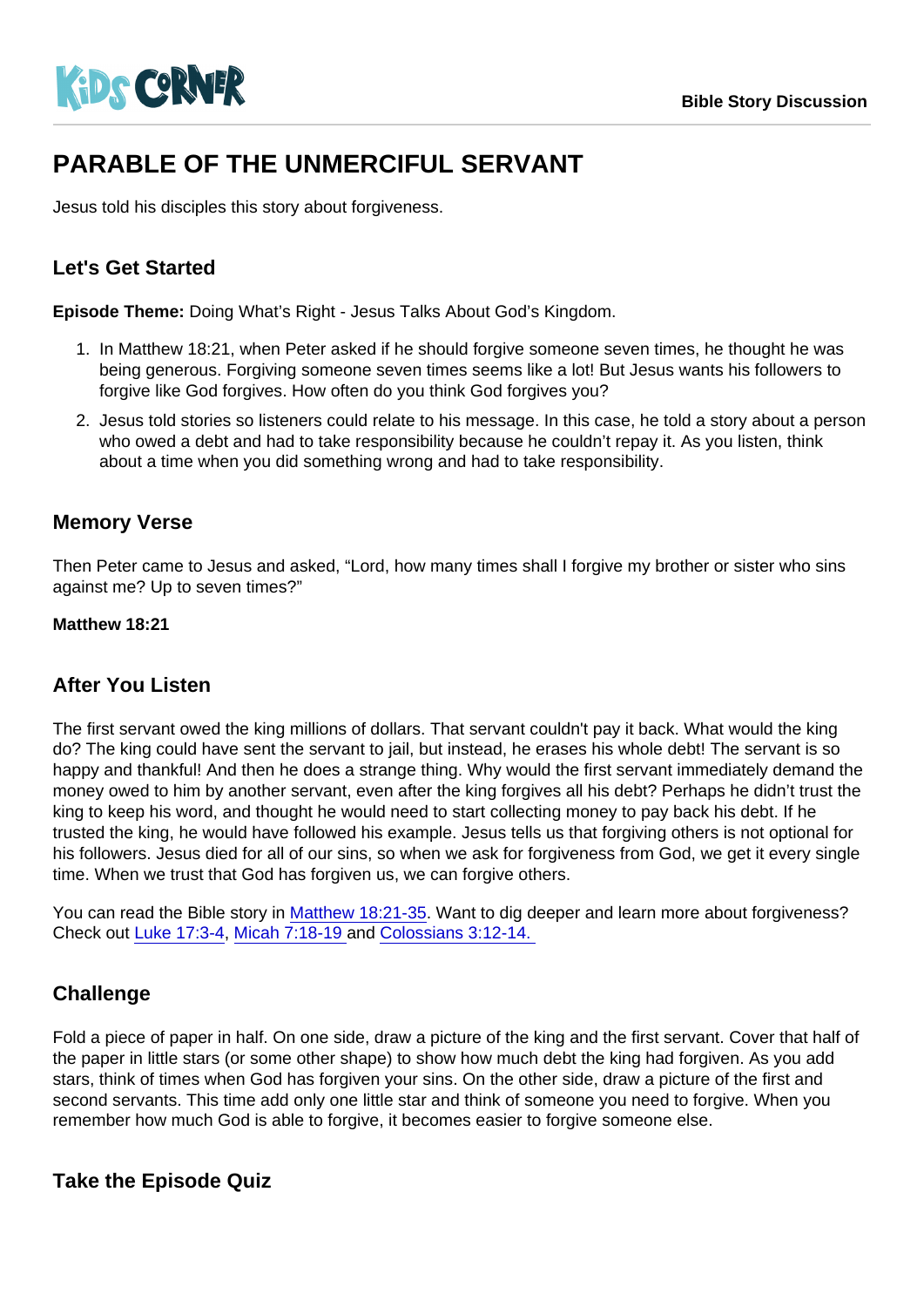KiDS CORNER

Bible Story Discussion

# PARABLE OF THE UNMERCIFUL SERVANT

Jesus told his disciples this story about forgiveness.

## Let's Get Started

**Episode Theme:** Doing What's Right - Jesus Talks About God's Kingdom.

1. In Matthew 18:21, when Peter asked if he should forgive someone seven times, he thought he was being generous. Forgiving someone seven times seems like a lot! But Jesus wants his followers to forgive like God forgives. How often do you think God forgives you?
2. Jesus told stories so listeners could relate to his message. In this case, he told a story about a person who owed a debt and had to take responsibility because he couldn't repay it. As you listen, think about a time when you did something wrong and had to take responsibility.

## Memory Verse

Then Peter came to Jesus and asked, "Lord, how many times shall I forgive my brother or sister who sins against me? Up to seven times?"

**Matthew 18:21**

## After You Listen

The first servant owed the king millions of dollars. That servant couldn't pay it back. What would the king do? The king could have sent the servant to jail, but instead, he erases his whole debt! The servant is so happy and thankful! And then he does a strange thing. Why would the first servant immediately demand the money owed to him by another servant, even after the king forgives all his debt? Perhaps he didn't trust the king to keep his word, and thought he would need to start collecting money to pay back his debt. If he trusted the king, he would have followed his example. Jesus tells us that forgiving others is not optional for his followers. Jesus died for all of our sins, so when we ask for forgiveness from God, we get it every single time. When we trust that God has forgiven us, we can forgive others.

You can read the Bible story in Matthew 18:21-35. Want to dig deeper and learn more about forgiveness? Check out Luke 17:3-4, Micah 7:18-19 and Colossians 3:12-14.

## Challenge

Fold a piece of paper in half. On one side, draw a picture of the king and the first servant. Cover that half of the paper in little stars (or some other shape) to show how much debt the king had forgiven. As you add stars, think of times when God has forgiven your sins. On the other side, draw a picture of the first and second servants. This time add only one little star and think of someone you need to forgive. When you remember how much God is able to forgive, it becomes easier to forgive someone else.

## Take the Episode Quiz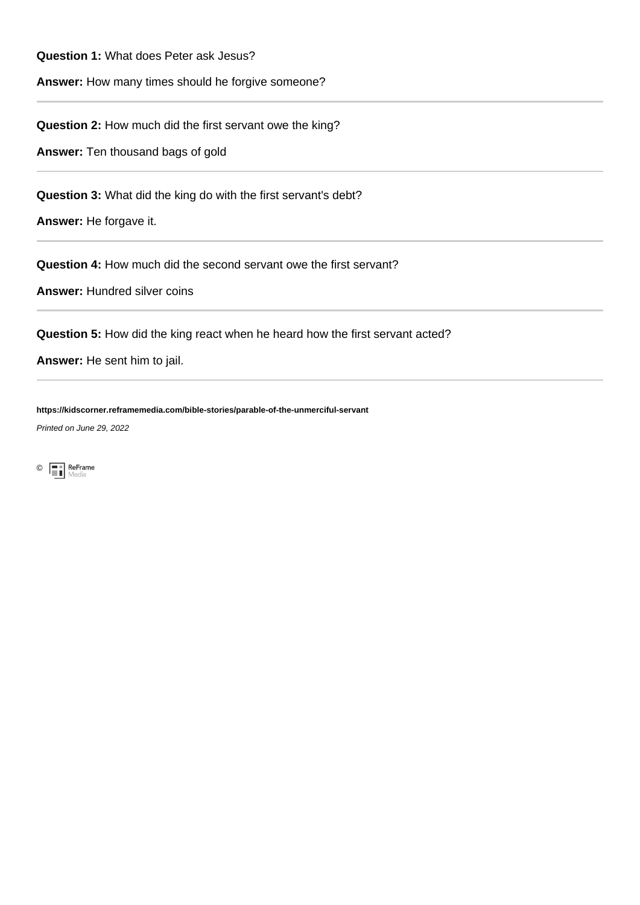**Question 1:** What does Peter ask Jesus?

**Answer:** How many times should he forgive someone?

---

**Question 2:** How much did the first servant owe the king?

**Answer:** Ten thousand bags of gold

---

**Question 3:** What did the king do with the first servant's debt?

**Answer:** He forgave it.

---

**Question 4:** How much did the second servant owe the first servant?

**Answer:** Hundred silver coins

---

**Question 5:** How did the king react when he heard how the first servant acted?

**Answer:** He sent him to jail.

---

**https://kidscorner.reframemedia.com/bible-stories/parable-of-the-unmerciful-servant**

*Printed on June 29, 2022*

© ReFrame Media